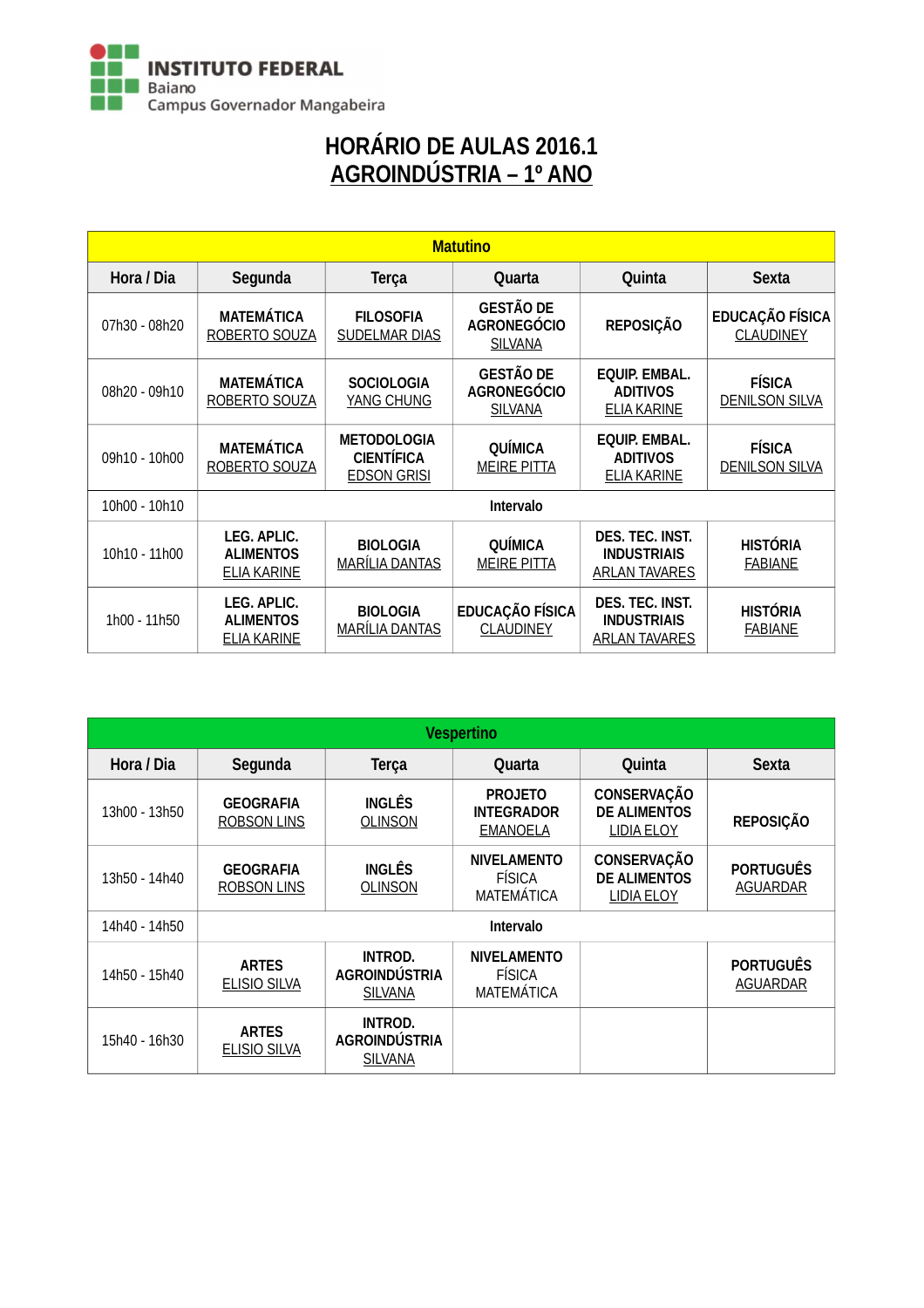INSTITUTO FEDERAL
Baiano
Campus Governador Mangabeira

# HORÁRIO DE AULAS 2016.1
# AGROINDÚSTRIA – 1º ANO

| Matutino | | | | | |
|---|---|---|---|---|---|
| **Hora / Dia** | **Segunda** | **Terça** | **Quarta** | **Quinta** | **Sexta** |
| 07h30 - 08h20 | **MATEMÁTICA** ROBERTO SOUZA | **FILOSOFIA** SUDELMAR DIAS | **GESTÃO DE AGRONEGÓCIO** SILVANA | **REPOSIÇÃO** | **EDUCAÇÃO FÍSICA** CLAUDINEY |
| 08h20 - 09h10 | **MATEMÁTICA** ROBERTO SOUZA | **SOCIOLOGIA** YANG CHUNG | **GESTÃO DE AGRONEGÓCIO** SILVANA | **EQUIP. EMBAL. ADITIVOS** ELIA KARINE | **FÍSICA** DENILSON SILVA |
| 09h10 - 10h00 | **MATEMÁTICA** ROBERTO SOUZA | **METODOLOGIA CIENTÍFICA** EDSON GRISI | **QUÍMICA** MEIRE PITTA | **EQUIP. EMBAL. ADITIVOS** ELIA KARINE | **FÍSICA** DENILSON SILVA |
| 10h00 - 10h10 | | | **Intervalo** | | |
| 10h10 - 11h00 | **LEG. APLIC. ALIMENTOS** ELIA KARINE | **BIOLOGIA** MARÍLIA DANTAS | **QUÍMICA** MEIRE PITTA | **DES. TEC. INST. INDUSTRIAIS** ARLAN TAVARES | **HISTÓRIA** FABIANE |
| 1h00 - 11h50 | **LEG. APLIC. ALIMENTOS** ELIA KARINE | **BIOLOGIA** MARÍLIA DANTAS | **EDUCAÇÃO FÍSICA** CLAUDINEY | **DES. TEC. INST. INDUSTRIAIS** ARLAN TAVARES | **HISTÓRIA** FABIANE |

| Vespertino | | | | | |
|---|---|---|---|---|---|
| **Hora / Dia** | **Segunda** | **Terça** | **Quarta** | **Quinta** | **Sexta** |
| 13h00 - 13h50 | **GEOGRAFIA** ROBSON LINS | **INGLÊS** OLINSON | **PROJETO INTEGRADOR** EMANOELA | **CONSERVAÇÃO DE ALIMENTOS** LIDIA ELOY | **REPOSIÇÃO** |
| 13h50 - 14h40 | **GEOGRAFIA** ROBSON LINS | **INGLÊS** OLINSON | **NIVELAMENTO** FÍSICA MATEMÁTICA | **CONSERVAÇÃO DE ALIMENTOS** LIDIA ELOY | **PORTUGUÊS** AGUARDAR |
| 14h40 - 14h50 | | | **Intervalo** | | |
| 14h50 - 15h40 | **ARTES** ELISIO SILVA | **INTROD. AGROINDÚSTRIA** SILVANA | **NIVELAMENTO** FÍSICA MATEMÁTICA | | **PORTUGUÊS** AGUARDAR |
| 15h40 - 16h30 | **ARTES** ELISIO SILVA | **INTROD. AGROINDÚSTRIA** SILVANA | | | |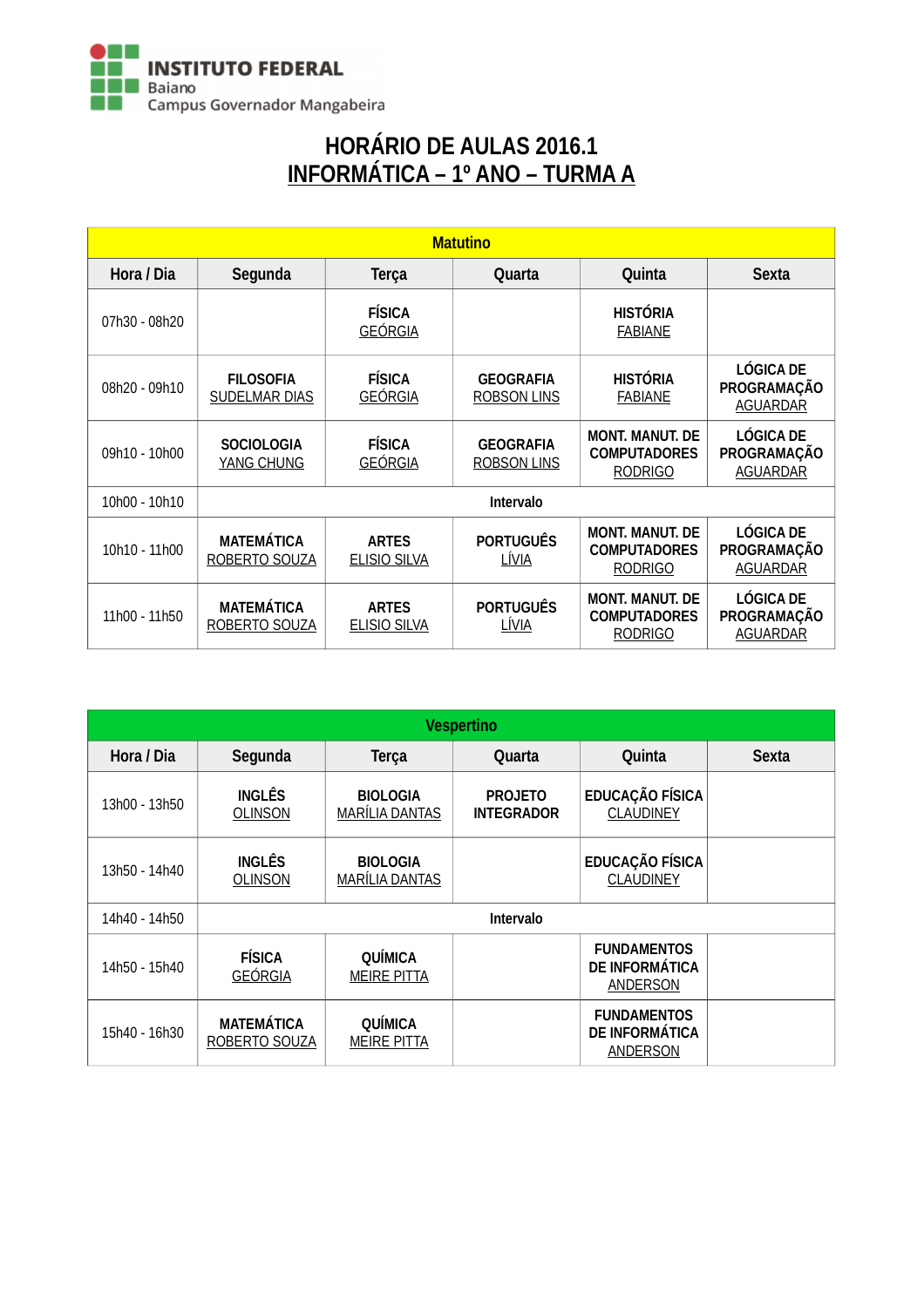INSTITUTO FEDERAL
Baiano
Campus Governador Mangabeira

# HORÁRIO DE AULAS 2016.1
# INFORMÁTICA – 1º ANO – TURMA A

| Matutino | | | | | |
|---|---|---|---|---|---|
| **Hora / Dia** | **Segunda** | **Terça** | **Quarta** | **Quinta** | **Sexta** |
| 07h30 - 08h20 | | **FÍSICA** GEÓRGIA | | **HISTÓRIA** FABIANE | |
| 08h20 - 09h10 | **FILOSOFIA** SUDELMAR DIAS | **FÍSICA** GEÓRGIA | **GEOGRAFIA** ROBSON LINS | **HISTÓRIA** FABIANE | **LÓGICA DE PROGRAMAÇÃO** AGUARDAR |
| 09h10 - 10h00 | **SOCIOLOGIA** YANG CHUNG | **FÍSICA** GEÓRGIA | **GEOGRAFIA** ROBSON LINS | **MONT. MANUT. DE COMPUTADORES** RODRIGO | **LÓGICA DE PROGRAMAÇÃO** AGUARDAR |
| 10h00 - 10h10 | | | **Intervalo** | | |
| 10h10 - 11h00 | **MATEMÁTICA** ROBERTO SOUZA | **ARTES** ELISIO SILVA | **PORTUGUÊS** LÍVIA | **MONT. MANUT. DE COMPUTADORES** RODRIGO | **LÓGICA DE PROGRAMAÇÃO** AGUARDAR |
| 11h00 - 11h50 | **MATEMÁTICA** ROBERTO SOUZA | **ARTES** ELISIO SILVA | **PORTUGUÊS** LÍVIA | **MONT. MANUT. DE COMPUTADORES** RODRIGO | **LÓGICA DE PROGRAMAÇÃO** AGUARDAR |

| Vespertino | | | | | |
|---|---|---|---|---|---|
| **Hora / Dia** | **Segunda** | **Terça** | **Quarta** | **Quinta** | **Sexta** |
| 13h00 - 13h50 | **INGLÊS** OLINSON | **BIOLOGIA** MARÍLIA DANTAS | **PROJETO INTEGRADOR** | **EDUCAÇÃO FÍSICA** CLAUDINEY | |
| 13h50 - 14h40 | **INGLÊS** OLINSON | **BIOLOGIA** MARÍLIA DANTAS | | **EDUCAÇÃO FÍSICA** CLAUDINEY | |
| 14h40 - 14h50 | | | **Intervalo** | | |
| 14h50 - 15h40 | **FÍSICA** GEÓRGIA | **QUÍMICA** MEIRE PITTA | | **FUNDAMENTOS DE INFORMÁTICA** ANDERSON | |
| 15h40 - 16h30 | **MATEMÁTICA** ROBERTO SOUZA | **QUÍMICA** MEIRE PITTA | | **FUNDAMENTOS DE INFORMÁTICA** ANDERSON | |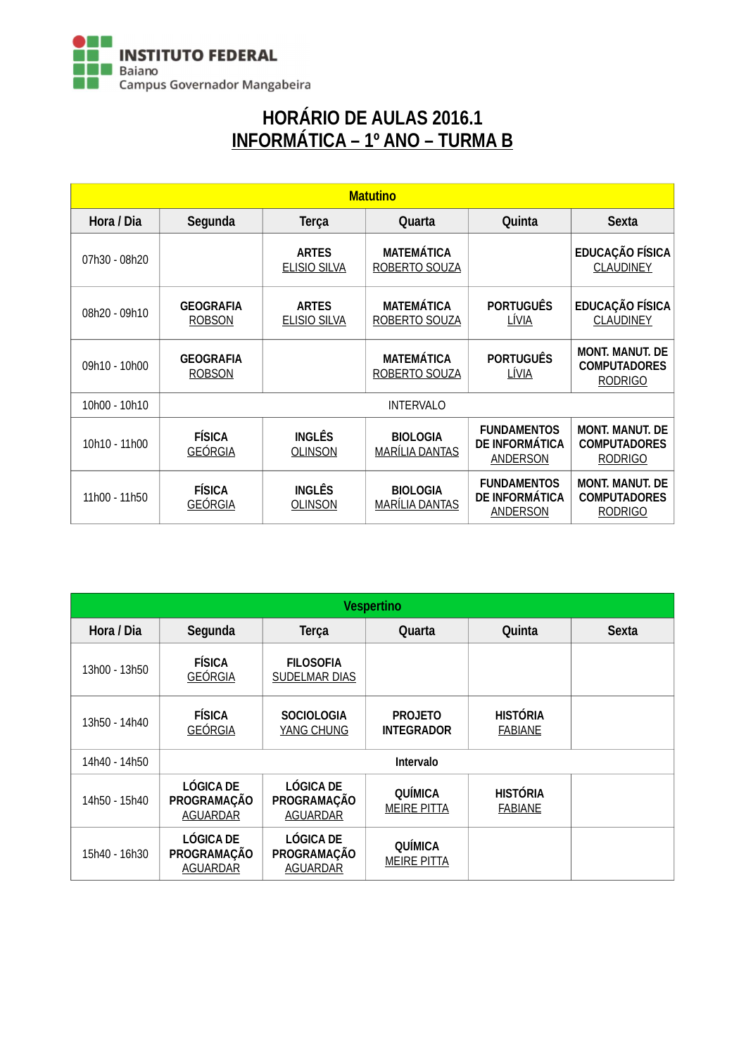INSTITUTO FEDERAL
Baiano
Campus Governador Mangabeira

# HORÁRIO DE AULAS 2016.1
# INFORMÁTICA – 1º ANO – TURMA B

| Matutino | | | | | |
|---|---|---|---|---|---|
| **Hora / Dia** | **Segunda** | **Terça** | **Quarta** | **Quinta** | **Sexta** |
| 07h30 - 08h20 | | **ARTES** ELISIO SILVA | **MATEMÁTICA** ROBERTO SOUZA | | **EDUCAÇÃO FÍSICA** CLAUDINEY |
| 08h20 - 09h10 | **GEOGRAFIA** ROBSON | **ARTES** ELISIO SILVA | **MATEMÁTICA** ROBERTO SOUZA | **PORTUGUÊS** LÍVIA | **EDUCAÇÃO FÍSICA** CLAUDINEY |
| 09h10 - 10h00 | **GEOGRAFIA** ROBSON | | **MATEMÁTICA** ROBERTO SOUZA | **PORTUGUÊS** LÍVIA | **MONT. MANUT. DE COMPUTADORES** RODRIGO |
| 10h00 - 10h10 | INTERVALO | | | | |
| 10h10 - 11h00 | **FÍSICA** GEÓRGIA | **INGLÊS** OLINSON | **BIOLOGIA** MARÍLIA DANTAS | **FUNDAMENTOS DE INFORMÁTICA** ANDERSON | **MONT. MANUT. DE COMPUTADORES** RODRIGO |
| 11h00 - 11h50 | **FÍSICA** GEÓRGIA | **INGLÊS** OLINSON | **BIOLOGIA** MARÍLIA DANTAS | **FUNDAMENTOS DE INFORMÁTICA** ANDERSON | **MONT. MANUT. DE COMPUTADORES** RODRIGO |

| Vespertino | | | | | |
|---|---|---|---|---|---|
| **Hora / Dia** | **Segunda** | **Terça** | **Quarta** | **Quinta** | **Sexta** |
| 13h00 - 13h50 | **FÍSICA** GEÓRGIA | **FILOSOFIA** SUDELMAR DIAS | | | |
| 13h50 - 14h40 | **FÍSICA** GEÓRGIA | **SOCIOLOGIA** YANG CHUNG | **PROJETO INTEGRADOR** | **HISTÓRIA** FABIANE | |
| 14h40 - 14h50 | **Intervalo** | | | | |
| 14h50 - 15h40 | **LÓGICA DE PROGRAMAÇÃO** AGUARDAR | **LÓGICA DE PROGRAMAÇÃO** AGUARDAR | **QUÍMICA** MEIRE PITTA | **HISTÓRIA** FABIANE | |
| 15h40 - 16h30 | **LÓGICA DE PROGRAMAÇÃO** AGUARDAR | **LÓGICA DE PROGRAMAÇÃO** AGUARDAR | **QUÍMICA** MEIRE PITTA | | |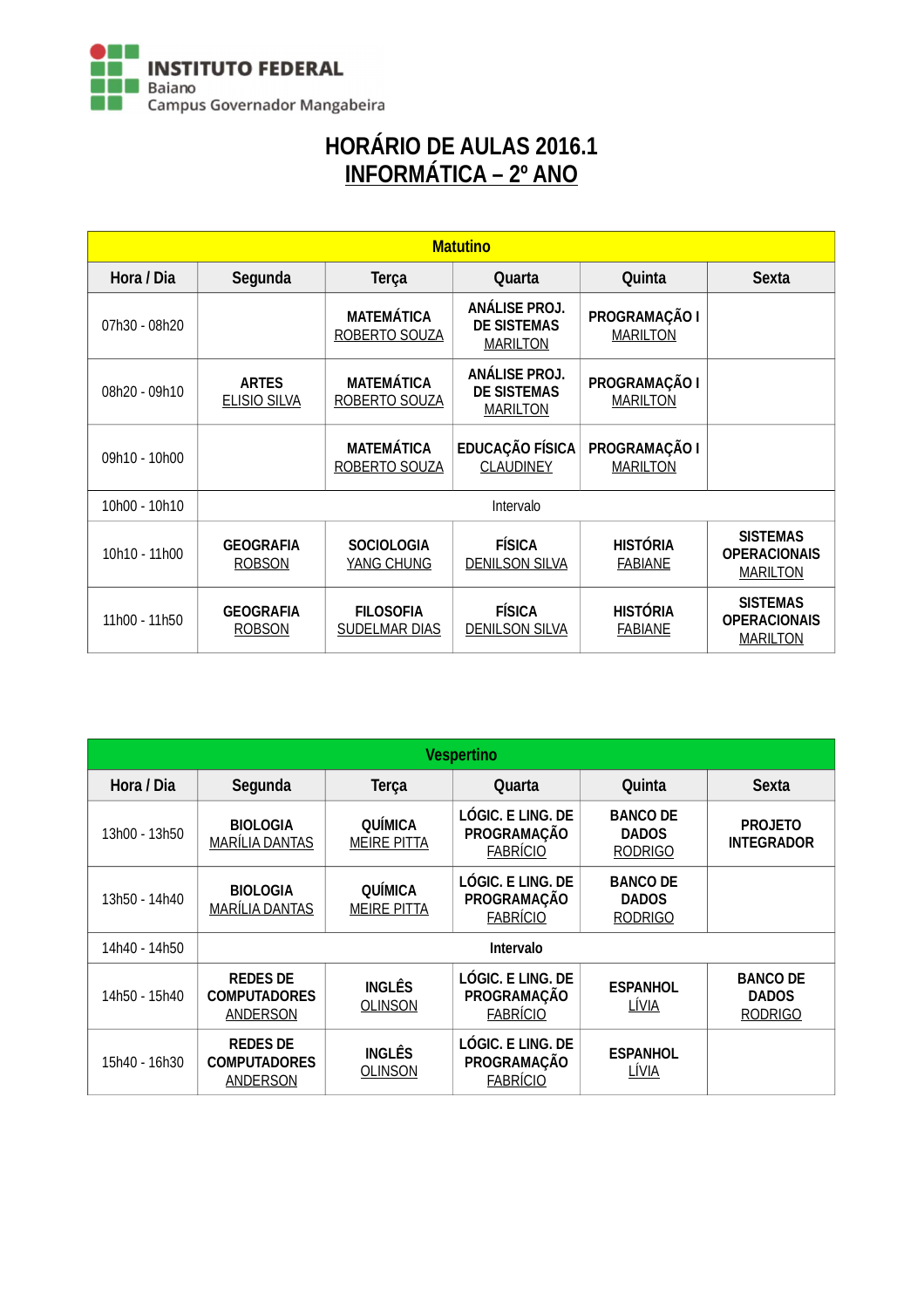INSTITUTO FEDERAL
Baiano
Campus Governador Mangabeira

# HORÁRIO DE AULAS 2016.1
# INFORMÁTICA – 2º ANO

| Matutino | | | | | |
|---|---|---|---|---|---|
| **Hora / Dia** | **Segunda** | **Terça** | **Quarta** | **Quinta** | **Sexta** |
| 07h30 - 08h20 | | **MATEMÁTICA** ROBERTO SOUZA | **ANÁLISE PROJ. DE SISTEMAS** MARILTON | **PROGRAMAÇÃO I** MARILTON | |
| 08h20 - 09h10 | **ARTES** ELISIO SILVA | **MATEMÁTICA** ROBERTO SOUZA | **ANÁLISE PROJ. DE SISTEMAS** MARILTON | **PROGRAMAÇÃO I** MARILTON | |
| 09h10 - 10h00 | | **MATEMÁTICA** ROBERTO SOUZA | **EDUCAÇÃO FÍSICA** CLAUDINEY | **PROGRAMAÇÃO I** MARILTON | |
| 10h00 - 10h10 | Intervalo | | | | |
| 10h10 - 11h00 | **GEOGRAFIA** ROBSON | **SOCIOLOGIA** YANG CHUNG | **FÍSICA** DENILSON SILVA | **HISTÓRIA** FABIANE | **SISTEMAS OPERACIONAIS** MARILTON |
| 11h00 - 11h50 | **GEOGRAFIA** ROBSON | **FILOSOFIA** SUDELMAR DIAS | **FÍSICA** DENILSON SILVA | **HISTÓRIA** FABIANE | **SISTEMAS OPERACIONAIS** MARILTON |

| Vespertino | | | | | |
|---|---|---|---|---|---|
| **Hora / Dia** | **Segunda** | **Terça** | **Quarta** | **Quinta** | **Sexta** |
| 13h00 - 13h50 | **BIOLOGIA** MARÍLIA DANTAS | **QUÍMICA** MEIRE PITTA | **LÓGIC. E LING. DE PROGRAMAÇÃO** FABRÍCIO | **BANCO DE DADOS** RODRIGO | **PROJETO INTEGRADOR** |
| 13h50 - 14h40 | **BIOLOGIA** MARÍLIA DANTAS | **QUÍMICA** MEIRE PITTA | **LÓGIC. E LING. DE PROGRAMAÇÃO** FABRÍCIO | **BANCO DE DADOS** RODRIGO | |
| 14h40 - 14h50 | **Intervalo** | | | | |
| 14h50 - 15h40 | **REDES DE COMPUTADORES** ANDERSON | **INGLÊS** OLINSON | **LÓGIC. E LING. DE PROGRAMAÇÃO** FABRÍCIO | **ESPANHOL** LÍVIA | **BANCO DE DADOS** RODRIGO |
| 15h40 - 16h30 | **REDES DE COMPUTADORES** ANDERSON | **INGLÊS** OLINSON | **LÓGIC. E LING. DE PROGRAMAÇÃO** FABRÍCIO | **ESPANHOL** LÍVIA | |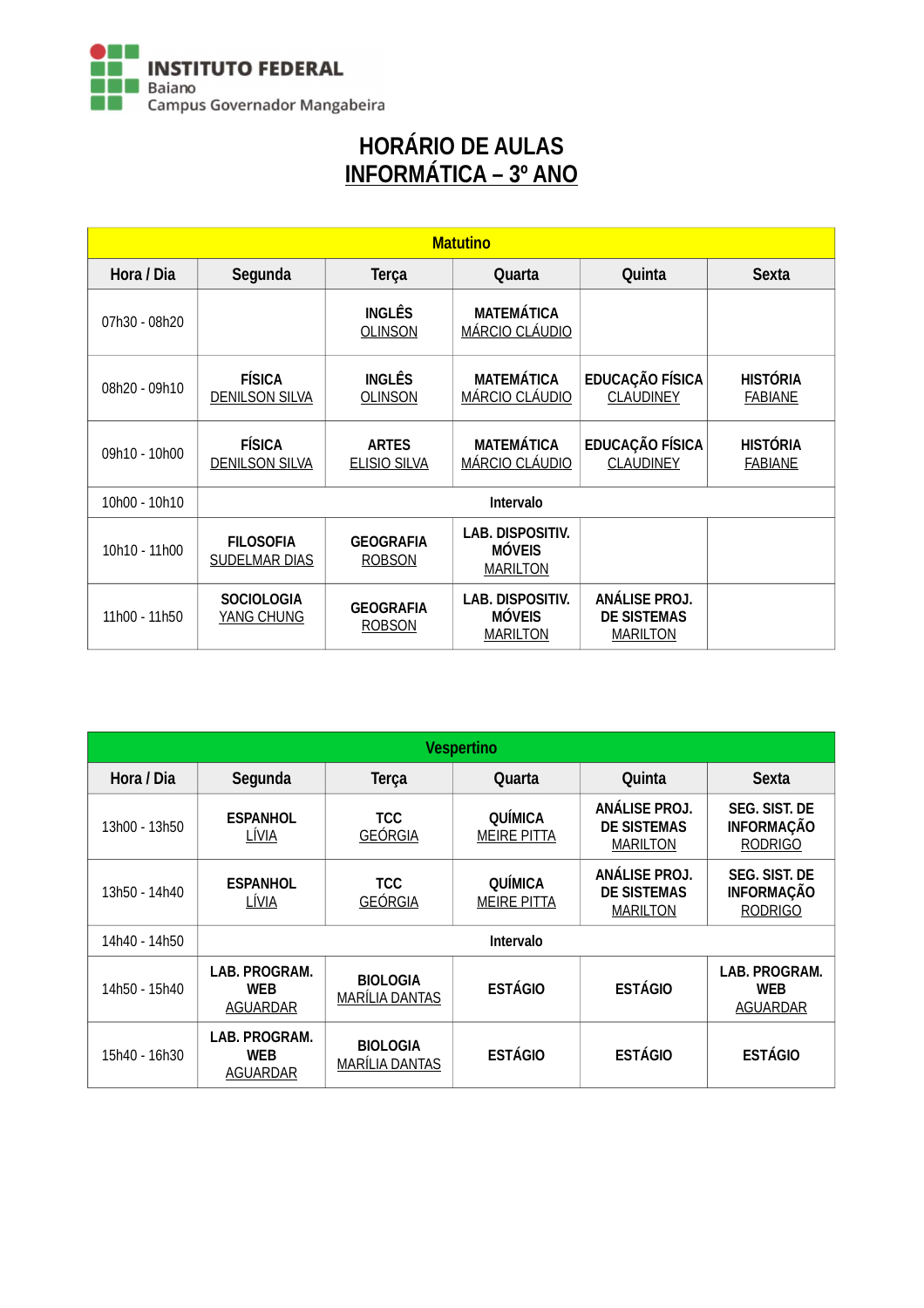INSTITUTO FEDERAL
Baiano
Campus Governador Mangabeira

# HORÁRIO DE AULAS
# INFORMÁTICA – 3º ANO

| Matutino | | | | | |
|---|---|---|---|---|---|
| **Hora / Dia** | **Segunda** | **Terça** | **Quarta** | **Quinta** | **Sexta** |
| 07h30 - 08h20 | | **INGLÊS** OLINSON | **MATEMÁTICA** MÁRCIO CLÁUDIO | | |
| 08h20 - 09h10 | **FÍSICA** DENILSON SILVA | **INGLÊS** OLINSON | **MATEMÁTICA** MÁRCIO CLÁUDIO | **EDUCAÇÃO FÍSICA** CLAUDINEY | **HISTÓRIA** FABIANE |
| 09h10 - 10h00 | **FÍSICA** DENILSON SILVA | **ARTES** ELISIO SILVA | **MATEMÁTICA** MÁRCIO CLÁUDIO | **EDUCAÇÃO FÍSICA** CLAUDINEY | **HISTÓRIA** FABIANE |
| 10h00 - 10h10 | **Intervalo** | | | | |
| 10h10 - 11h00 | **FILOSOFIA** SUDELMAR DIAS | **GEOGRAFIA** ROBSON | **LAB. DISPOSITIV. MÓVEIS** MARILTON | | |
| 11h00 - 11h50 | **SOCIOLOGIA** YANG CHUNG | **GEOGRAFIA** ROBSON | **LAB. DISPOSITIV. MÓVEIS** MARILTON | **ANÁLISE PROJ. DE SISTEMAS** MARILTON | |

| Vespertino | | | | | |
|---|---|---|---|---|---|
| **Hora / Dia** | **Segunda** | **Terça** | **Quarta** | **Quinta** | **Sexta** |
| 13h00 - 13h50 | **ESPANHOL** LÍVIA | **TCC** GEÓRGIA | **QUÍMICA** MEIRE PITTA | **ANÁLISE PROJ. DE SISTEMAS** MARILTON | **SEG. SIST. DE INFORMAÇÃO** RODRIGO |
| 13h50 - 14h40 | **ESPANHOL** LÍVIA | **TCC** GEÓRGIA | **QUÍMICA** MEIRE PITTA | **ANÁLISE PROJ. DE SISTEMAS** MARILTON | **SEG. SIST. DE INFORMAÇÃO** RODRIGO |
| 14h40 - 14h50 | **Intervalo** | | | | |
| 14h50 - 15h40 | **LAB. PROGRAM. WEB** AGUARDAR | **BIOLOGIA** MARÍLIA DANTAS | **ESTÁGIO** | **ESTÁGIO** | **LAB. PROGRAM. WEB** AGUARDAR |
| 15h40 - 16h30 | **LAB. PROGRAM. WEB** AGUARDAR | **BIOLOGIA** MARÍLIA DANTAS | **ESTÁGIO** | **ESTÁGIO** | **ESTÁGIO** |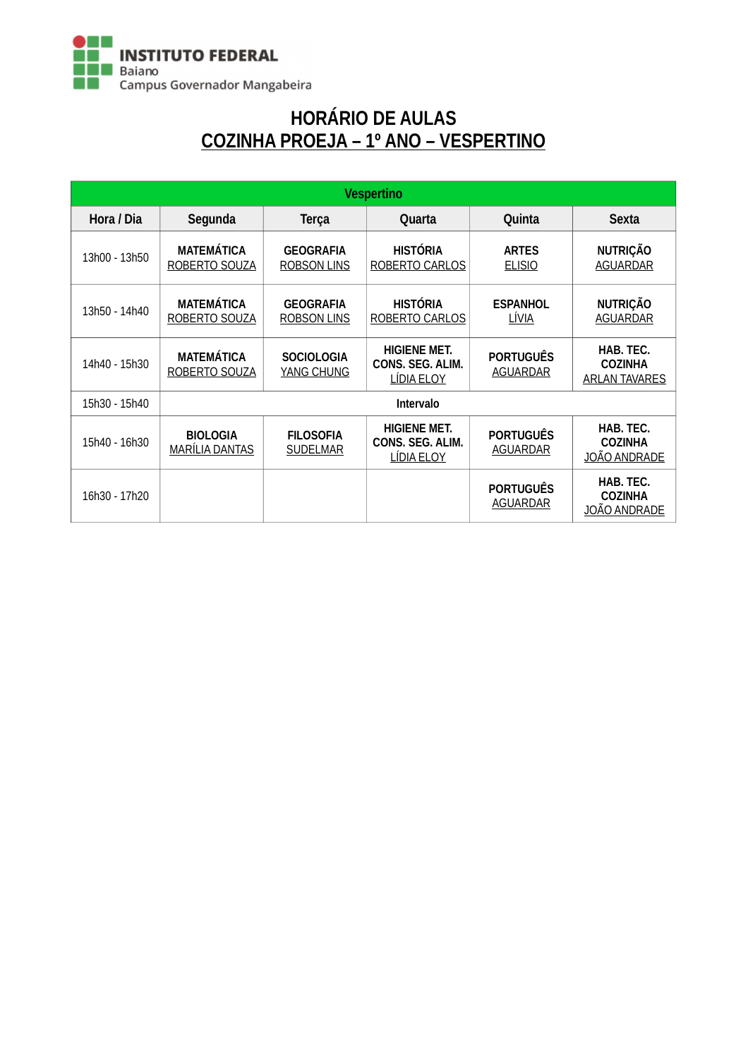INSTITUTO FEDERAL
Baiano
Campus Governador Mangabeira

# HORÁRIO DE AULAS
## COZINHA PROEJA – 1º ANO – VESPERTINO

| Vespertino | | | | | |
|---|---|---|---|---|---|
| **Hora / Dia** | **Segunda** | **Terça** | **Quarta** | **Quinta** | **Sexta** |
| 13h00 - 13h50 | **MATEMÁTICA** ROBERTO SOUZA | **GEOGRAFIA** ROBSON LINS | **HISTÓRIA** ROBERTO CARLOS | **ARTES** ELISIO | **NUTRIÇÃO** AGUARDAR |
| 13h50 - 14h40 | **MATEMÁTICA** ROBERTO SOUZA | **GEOGRAFIA** ROBSON LINS | **HISTÓRIA** ROBERTO CARLOS | **ESPANHOL** LÍVIA | **NUTRIÇÃO** AGUARDAR |
| 14h40 - 15h30 | **MATEMÁTICA** ROBERTO SOUZA | **SOCIOLOGIA** YANG CHUNG | **HIGIENE MET. CONS. SEG. ALIM.** LÍDIA ELOY | **PORTUGUÊS** AGUARDAR | **HAB. TEC. COZINHA** ARLAN TAVARES |
| 15h30 - 15h40 | **Intervalo** | | | | |
| 15h40 - 16h30 | **BIOLOGIA** MARÍLIA DANTAS | **FILOSOFIA** SUDELMAR | **HIGIENE MET. CONS. SEG. ALIM.** LÍDIA ELOY | **PORTUGUÊS** AGUARDAR | **HAB. TEC. COZINHA** JOÃO ANDRADE |
| 16h30 - 17h20 | | | | **PORTUGUÊS** AGUARDAR | **HAB. TEC. COZINHA** JOÃO ANDRADE |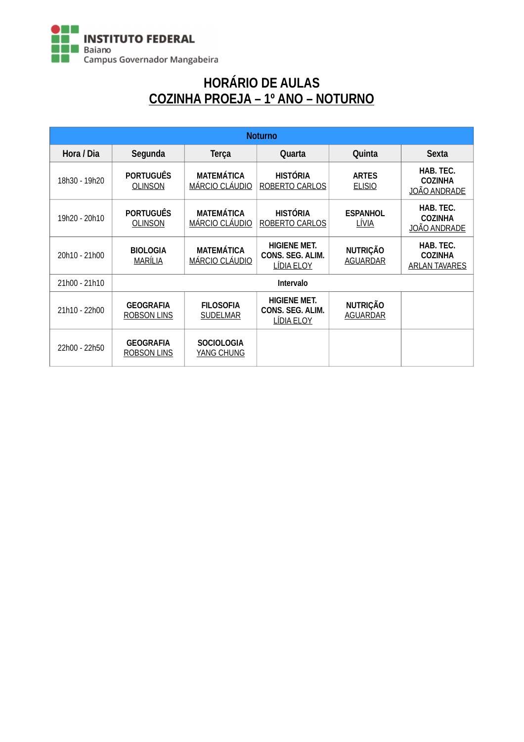INSTITUTO FEDERAL
Baiano
Campus Governador Mangabeira

# HORÁRIO DE AULAS
## COZINHA PROEJA – 1º ANO – NOTURNO

| Noturno | | | | | |
|---|---|---|---|---|---|
| **Hora / Dia** | **Segunda** | **Terça** | **Quarta** | **Quinta** | **Sexta** |
| 18h30 - 19h20 | **PORTUGUÊS** OLINSON | **MATEMÁTICA** MÁRCIO CLÁUDIO | **HISTÓRIA** ROBERTO CARLOS | **ARTES** ELISIO | **HAB. TEC. COZINHA** JOÃO ANDRADE |
| 19h20 - 20h10 | **PORTUGUÊS** OLINSON | **MATEMÁTICA** MÁRCIO CLÁUDIO | **HISTÓRIA** ROBERTO CARLOS | **ESPANHOL** LÍVIA | **HAB. TEC. COZINHA** JOÃO ANDRADE |
| 20h10 - 21h00 | **BIOLOGIA** MARÍLIA | **MATEMÁTICA** MÁRCIO CLÁUDIO | **HIGIENE MET. CONS. SEG. ALIM.** LÍDIA ELOY | **NUTRIÇÃO** AGUARDAR | **HAB. TEC. COZINHA** ARLAN TAVARES |
| 21h00 - 21h10 | **Intervalo** | | | | |
| 21h10 - 22h00 | **GEOGRAFIA** ROBSON LINS | **FILOSOFIA** SUDELMAR | **HIGIENE MET. CONS. SEG. ALIM.** LÍDIA ELOY | **NUTRIÇÃO** AGUARDAR | |
| 22h00 - 22h50 | **GEOGRAFIA** ROBSON LINS | **SOCIOLOGIA** YANG CHUNG | | | |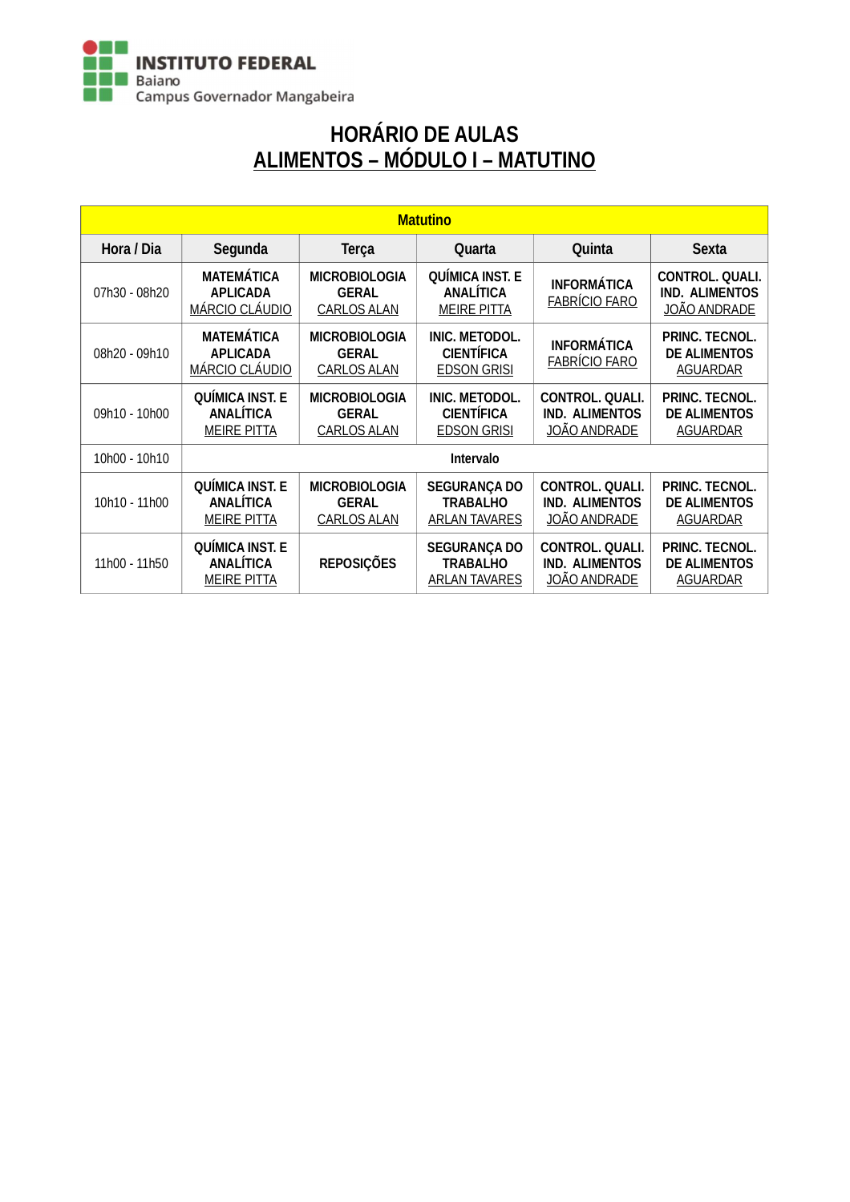INSTITUTO FEDERAL
Baiano
Campus Governador Mangabeira

# HORÁRIO DE AULAS
## ALIMENTOS – MÓDULO I – MATUTINO

| Matutino | | | | | |
|---|---|---|---|---|---|
| **Hora / Dia** | **Segunda** | **Terça** | **Quarta** | **Quinta** | **Sexta** |
| 07h30 - 08h20 | **MATEMÁTICA APLICADA** MÁRCIO CLÁUDIO | **MICROBIOLOGIA GERAL** CARLOS ALAN | **QUÍMICA INST. E ANALÍTICA** MEIRE PITTA | **INFORMÁTICA** FABRÍCIO FARO | **CONTROL. QUALI. IND. ALIMENTOS** JOÃO ANDRADE |
| 08h20 - 09h10 | **MATEMÁTICA APLICADA** MÁRCIO CLÁUDIO | **MICROBIOLOGIA GERAL** CARLOS ALAN | **INIC. METODOL. CIENTÍFICA** EDSON GRISI | **INFORMÁTICA** FABRÍCIO FARO | **PRINC. TECNOL. DE ALIMENTOS** AGUARDAR |
| 09h10 - 10h00 | **QUÍMICA INST. E ANALÍTICA** MEIRE PITTA | **MICROBIOLOGIA GERAL** CARLOS ALAN | **INIC. METODOL. CIENTÍFICA** EDSON GRISI | **CONTROL. QUALI. IND. ALIMENTOS** JOÃO ANDRADE | **PRINC. TECNOL. DE ALIMENTOS** AGUARDAR |
| 10h00 - 10h10 | | | **Intervalo** | | |
| 10h10 - 11h00 | **QUÍMICA INST. E ANALÍTICA** MEIRE PITTA | **MICROBIOLOGIA GERAL** CARLOS ALAN | **SEGURANÇA DO TRABALHO** ARLAN TAVARES | **CONTROL. QUALI. IND. ALIMENTOS** JOÃO ANDRADE | **PRINC. TECNOL. DE ALIMENTOS** AGUARDAR |
| 11h00 - 11h50 | **QUÍMICA INST. E ANALÍTICA** MEIRE PITTA | **REPOSIÇÕES** | **SEGURANÇA DO TRABALHO** ARLAN TAVARES | **CONTROL. QUALI. IND. ALIMENTOS** JOÃO ANDRADE | **PRINC. TECNOL. DE ALIMENTOS** AGUARDAR |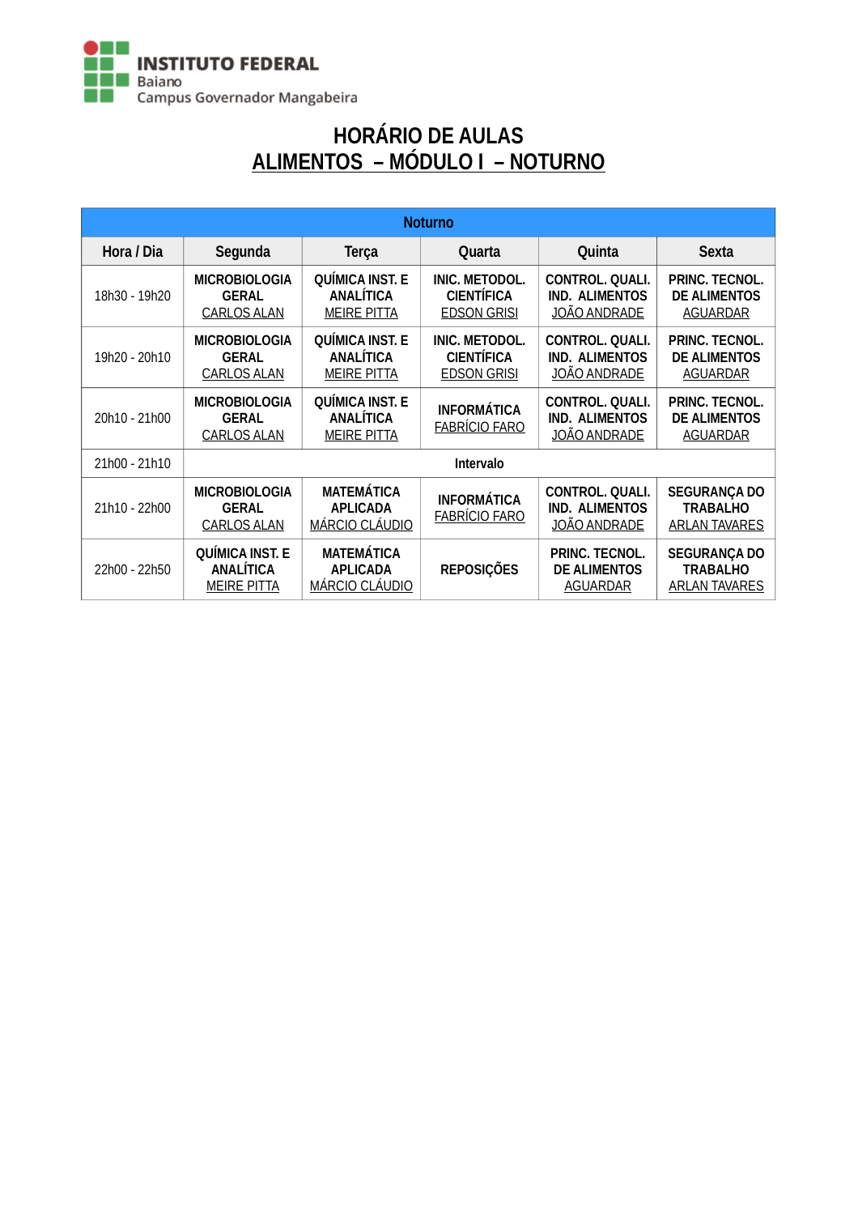INSTITUTO FEDERAL
Baiano
Campus Governador Mangabeira

# HORÁRIO DE AULAS
## ALIMENTOS – MÓDULO I – NOTURNO

| Noturno | | | | | |
|---|---|---|---|---|---|
| **Hora / Dia** | **Segunda** | **Terça** | **Quarta** | **Quinta** | **Sexta** |
| 18h30 - 19h20 | **MICROBIOLOGIA GERAL** CARLOS ALAN | **QUÍMICA INST. E ANALÍTICA** MEIRE PITTA | **INIC. METODOL. CIENTÍFICA** EDSON GRISI | **CONTROL. QUALI. IND. ALIMENTOS** JOÃO ANDRADE | **PRINC. TECNOL. DE ALIMENTOS** AGUARDAR |
| 19h20 - 20h10 | **MICROBIOLOGIA GERAL** CARLOS ALAN | **QUÍMICA INST. E ANALÍTICA** MEIRE PITTA | **INIC. METODOL. CIENTÍFICA** EDSON GRISI | **CONTROL. QUALI. IND. ALIMENTOS** JOÃO ANDRADE | **PRINC. TECNOL. DE ALIMENTOS** AGUARDAR |
| 20h10 - 21h00 | **MICROBIOLOGIA GERAL** CARLOS ALAN | **QUÍMICA INST. E ANALÍTICA** MEIRE PITTA | **INFORMÁTICA** FABRÍCIO FARO | **CONTROL. QUALI. IND. ALIMENTOS** JOÃO ANDRADE | **PRINC. TECNOL. DE ALIMENTOS** AGUARDAR |
| 21h00 - 21h10 | | | **Intervalo** | | |
| 21h10 - 22h00 | **MICROBIOLOGIA GERAL** CARLOS ALAN | **MATEMÁTICA APLICADA** MÁRCIO CLÁUDIO | **INFORMÁTICA** FABRÍCIO FARO | **CONTROL. QUALI. IND. ALIMENTOS** JOÃO ANDRADE | **SEGURANÇA DO TRABALHO** ARLAN TAVARES |
| 22h00 - 22h50 | **QUÍMICA INST. E ANALÍTICA** MEIRE PITTA | **MATEMÁTICA APLICADA** MÁRCIO CLÁUDIO | **REPOSIÇÕES** | **PRINC. TECNOL. DE ALIMENTOS** AGUARDAR | **SEGURANÇA DO TRABALHO** ARLAN TAVARES |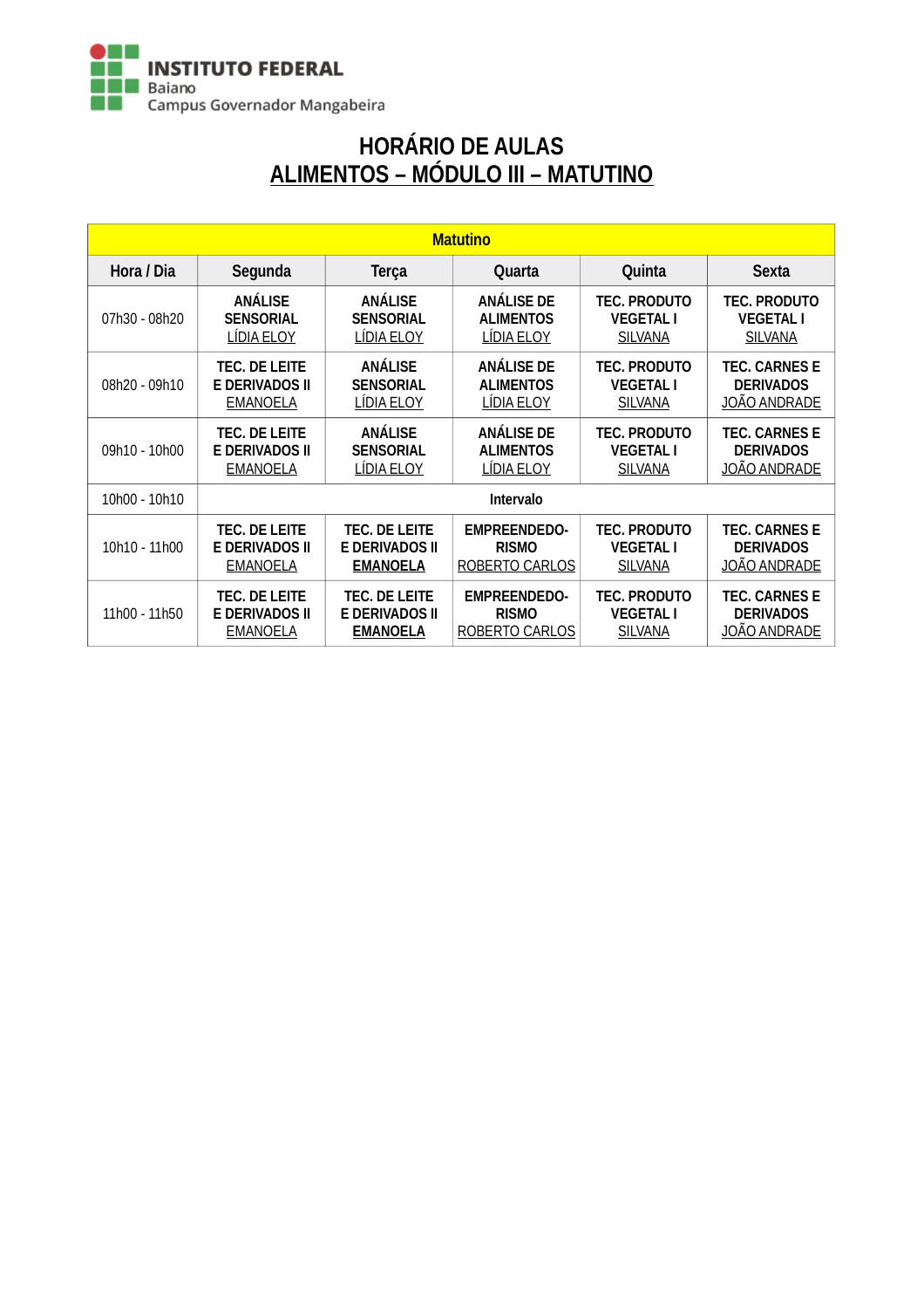INSTITUTO FEDERAL
Baiano
Campus Governador Mangabeira

# HORÁRIO DE AULAS
## ALIMENTOS – MÓDULO III – MATUTINO

| Matutino | | | | | |
|---|---|---|---|---|---|
| **Hora / Dia** | **Segunda** | **Terça** | **Quarta** | **Quinta** | **Sexta** |
| 07h30 - 08h20 | **ANÁLISE SENSORIAL** LÍDIA ELOY | **ANÁLISE SENSORIAL** LÍDIA ELOY | **ANÁLISE DE ALIMENTOS** LÍDIA ELOY | **TEC. PRODUTO VEGETAL I** SILVANA | **TEC. PRODUTO VEGETAL I** SILVANA |
| 08h20 - 09h10 | **TEC. DE LEITE E DERIVADOS II** EMANOELA | **ANÁLISE SENSORIAL** LÍDIA ELOY | **ANÁLISE DE ALIMENTOS** LÍDIA ELOY | **TEC. PRODUTO VEGETAL I** SILVANA | **TEC. CARNES E DERIVADOS** JOÃO ANDRADE |
| 09h10 - 10h00 | **TEC. DE LEITE E DERIVADOS II** EMANOELA | **ANÁLISE SENSORIAL** LÍDIA ELOY | **ANÁLISE DE ALIMENTOS** LÍDIA ELOY | **TEC. PRODUTO VEGETAL I** SILVANA | **TEC. CARNES E DERIVADOS** JOÃO ANDRADE |
| 10h00 - 10h10 | **Intervalo** | | | | |
| 10h10 - 11h00 | **TEC. DE LEITE E DERIVADOS II** EMANOELA | **TEC. DE LEITE E DERIVADOS II** **EMANOELA** | **EMPREENDEDORISMO** ROBERTO CARLOS | **TEC. PRODUTO VEGETAL I** SILVANA | **TEC. CARNES E DERIVADOS** JOÃO ANDRADE |
| 11h00 - 11h50 | **TEC. DE LEITE E DERIVADOS II** EMANOELA | **TEC. DE LEITE E DERIVADOS II** **EMANOELA** | **EMPREENDEDORISMO** ROBERTO CARLOS | **TEC. PRODUTO VEGETAL I** SILVANA | **TEC. CARNES E DERIVADOS** JOÃO ANDRADE |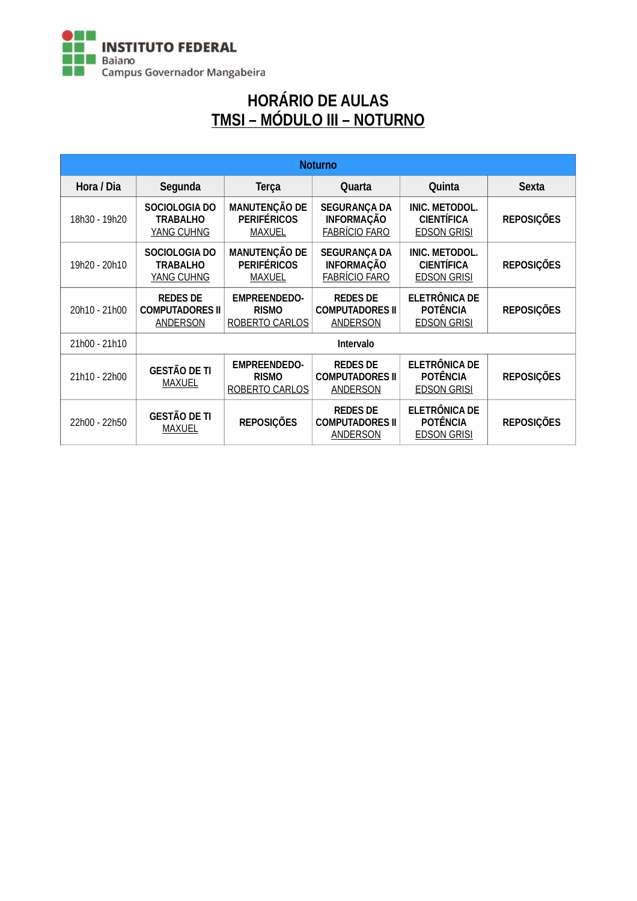INSTITUTO FEDERAL
Baiano
Campus Governador Mangabeira

# HORÁRIO DE AULAS
## TMSI – MÓDULO III – NOTURNO

| Noturno | | | | | |
|---|---|---|---|---|---|
| **Hora / Dia** | **Segunda** | **Terça** | **Quarta** | **Quinta** | **Sexta** |
| 18h30 - 19h20 | **SOCIOLOGIA DO TRABALHO** YANG CUHNG | **MANUTENÇÃO DE PERIFÉRICOS** MAXUEL | **SEGURANÇA DA INFORMAÇÃO** FABRÍCIO FARO | **INIC. METODOL. CIENTÍFICA** EDSON GRISI | **REPOSIÇÕES** |
| 19h20 - 20h10 | **SOCIOLOGIA DO TRABALHO** YANG CUHNG | **MANUTENÇÃO DE PERIFÉRICOS** MAXUEL | **SEGURANÇA DA INFORMAÇÃO** FABRÍCIO FARO | **INIC. METODOL. CIENTÍFICA** EDSON GRISI | **REPOSIÇÕES** |
| 20h10 - 21h00 | **REDES DE COMPUTADORES II** ANDERSON | **EMPREENDEDO-RISMO** ROBERTO CARLOS | **REDES DE COMPUTADORES II** ANDERSON | **ELETRÔNICA DE POTÊNCIA** EDSON GRISI | **REPOSIÇÕES** |
| 21h00 - 21h10 | **Intervalo** | | | | |
| 21h10 - 22h00 | **GESTÃO DE TI** MAXUEL | **EMPREENDEDO-RISMO** ROBERTO CARLOS | **REDES DE COMPUTADORES II** ANDERSON | **ELETRÔNICA DE POTÊNCIA** EDSON GRISI | **REPOSIÇÕES** |
| 22h00 - 22h50 | **GESTÃO DE TI** MAXUEL | **REPOSIÇÕES** | **REDES DE COMPUTADORES II** ANDERSON | **ELETRÔNICA DE POTÊNCIA** EDSON GRISI | **REPOSIÇÕES** |